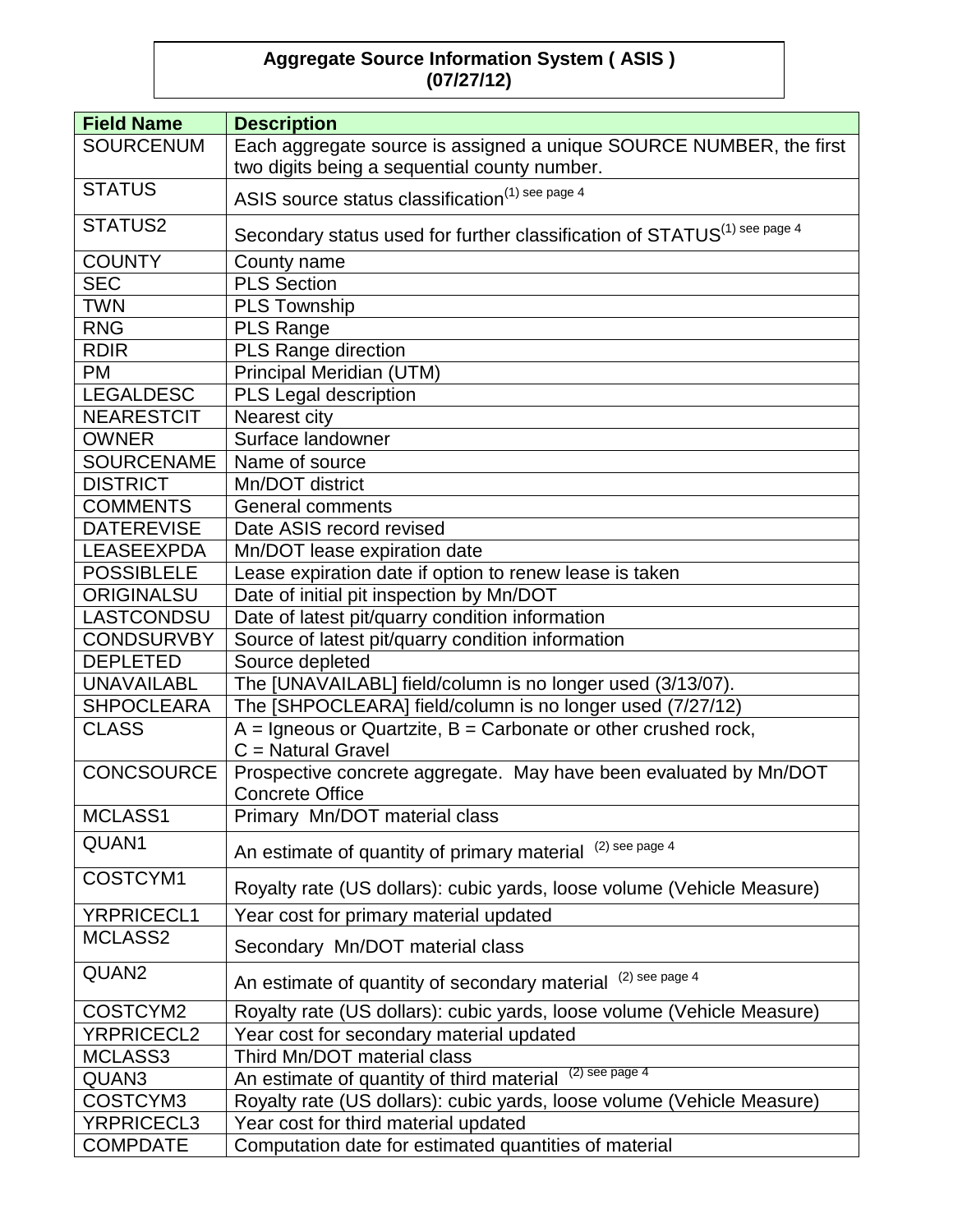# Aggregate Source Information System ( ASIS ) (07/27/12)

| Field Name | Description |
|---|---|
| SOURCENUM | Each aggregate source is assigned a unique SOURCE NUMBER, the first two digits being a sequential county number. |
| STATUS | ASIS source status classification[(1) see page 4] |
| STATUS2 | Secondary status used for further classification of STATUS[(1) see page 4] |
| COUNTY | County name |
| SEC | PLS Section |
| TWN | PLS Township |
| RNG | PLS Range |
| RDIR | PLS Range direction |
| PM | Principal Meridian (UTM) |
| LEGALDESC | PLS Legal description |
| NEARESTCIT | Nearest city |
| OWNER | Surface landowner |
| SOURCENAME | Name of source |
| DISTRICT | Mn/DOT district |
| COMMENTS | General comments |
| DATEREVISE | Date ASIS record revised |
| LEASEEXPDA | Mn/DOT lease expiration date |
| POSSIBLELE | Lease expiration date if option to renew lease is taken |
| ORIGINALSU | Date of initial pit inspection by Mn/DOT |
| LASTCONDSU | Date of latest pit/quarry condition information |
| CONDSURVBY | Source of latest pit/quarry condition information |
| DEPLETED | Source depleted |
| UNAVAILABL | The [UNAVAILABL] field/column is no longer used (3/13/07). |
| SHPOCLEARA | The [SHPOCLEARA] field/column is no longer used (7/27/12) |
| CLASS | A = Igneous or Quartzite, B = Carbonate or other crushed rock, C = Natural Gravel |
| CONCSOURCE | Prospective concrete aggregate. May have been evaluated by Mn/DOT Concrete Office |
| MCLASS1 | Primary Mn/DOT material class |
| QUAN1 | An estimate of quantity of primary material [(2) see page 4] |
| COSTCYM1 | Royalty rate (US dollars): cubic yards, loose volume (Vehicle Measure) |
| YRPRICECL1 | Year cost for primary material updated |
| MCLASS2 | Secondary Mn/DOT material class |
| QUAN2 | An estimate of quantity of secondary material [(2) see page 4] |
| COSTCYM2 | Royalty rate (US dollars): cubic yards, loose volume (Vehicle Measure) |
| YRPRICECL2 | Year cost for secondary material updated |
| MCLASS3 | Third Mn/DOT material class |
| QUAN3 | An estimate of quantity of third material [(2) see page 4] |
| COSTCYM3 | Royalty rate (US dollars): cubic yards, loose volume (Vehicle Measure) |
| YRPRICECL3 | Year cost for third material updated |
| COMPDATE | Computation date for estimated quantities of material |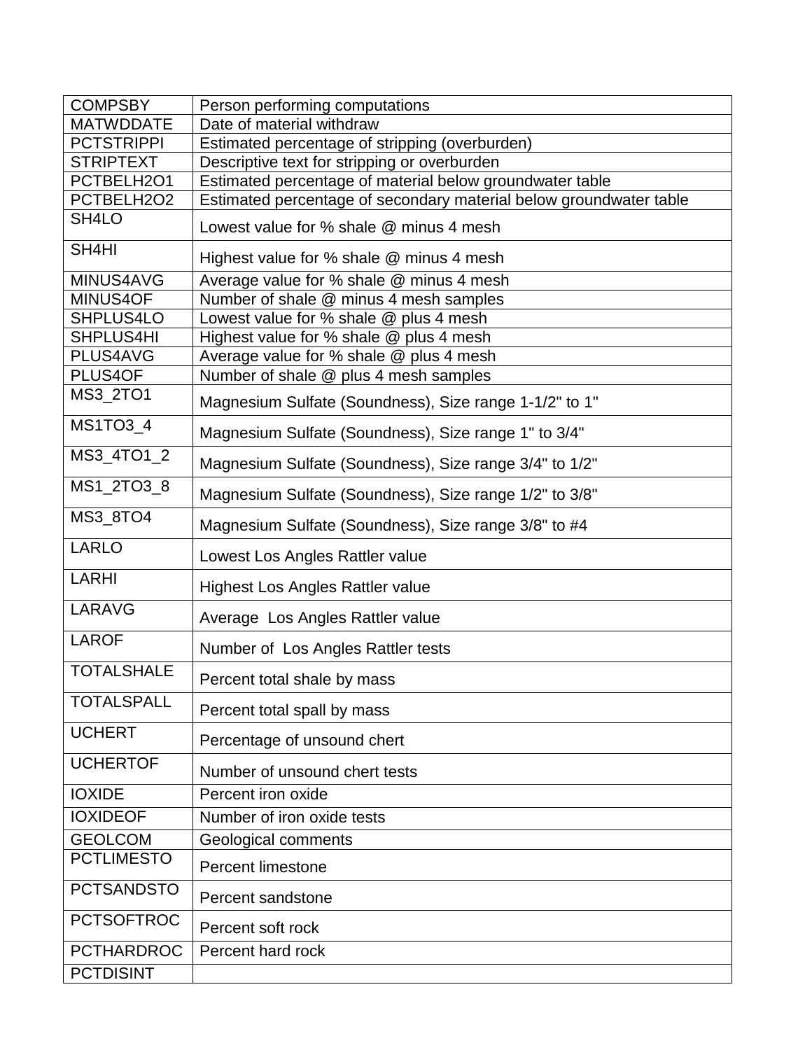| | |
|---|---|
| COMPSBY | Person performing computations |
| MATWDDATE | Date of material withdraw |
| PCTSTRIPPI | Estimated percentage of stripping (overburden) |
| STRIPTEXT | Descriptive text for stripping or overburden |
| PCTBELH2O1 | Estimated percentage of material below groundwater table |
| PCTBELH2O2 | Estimated percentage of secondary material below groundwater table |
| SH4LO | Lowest value for % shale @ minus 4 mesh |
| SH4HI | Highest value for % shale @ minus 4 mesh |
| MINUS4AVG | Average value for % shale @ minus 4 mesh |
| MINUS4OF | Number of shale @ minus 4 mesh samples |
| SHPLUS4LO | Lowest value for % shale @ plus 4 mesh |
| SHPLUS4HI | Highest value for % shale @ plus 4 mesh |
| PLUS4AVG | Average value for % shale @ plus 4 mesh |
| PLUS4OF | Number of shale @ plus 4 mesh samples |
| MS3_2TO1 | Magnesium Sulfate (Soundness), Size range 1-1/2" to 1" |
| MS1TO3_4 | Magnesium Sulfate (Soundness), Size range 1" to 3/4" |
| MS3_4TO1_2 | Magnesium Sulfate (Soundness), Size range 3/4" to 1/2" |
| MS1_2TO3_8 | Magnesium Sulfate (Soundness), Size range 1/2" to 3/8" |
| MS3_8TO4 | Magnesium Sulfate (Soundness), Size range 3/8" to #4 |
| LARLO | Lowest Los Angles Rattler value |
| LARHI | Highest Los Angles Rattler value |
| LARAVG | Average Los Angles Rattler value |
| LAROF | Number of Los Angles Rattler tests |
| TOTALSHALE | Percent total shale by mass |
| TOTALSPALL | Percent total spall by mass |
| UCHERT | Percentage of unsound chert |
| UCHERTOF | Number of unsound chert tests |
| IOXIDE | Percent iron oxide |
| IOXIDEOF | Number of iron oxide tests |
| GEOLCOM | Geological comments |
| PCTLIMESTO | Percent limestone |
| PCTSANDSTO | Percent sandstone |
| PCTSOFTROC | Percent soft rock |
| PCTHARDROC | Percent hard rock |
| PCTDISINT | |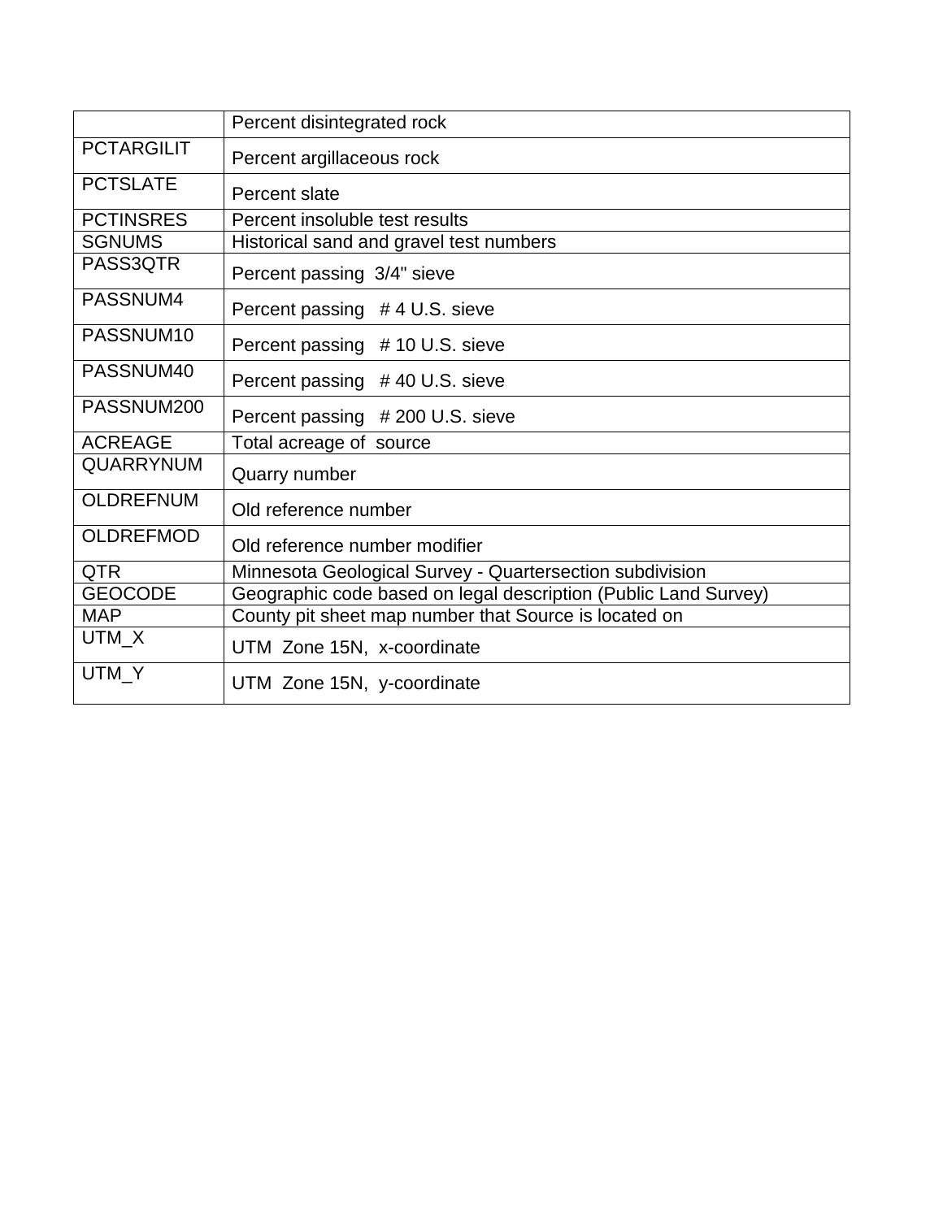| | |
|---|---|
| | Percent disintegrated rock |
| PCTARGILIT | Percent argillaceous rock |
| PCTSLATE | Percent slate |
| PCTINSRES | Percent insoluble test results |
| SGNUMS | Historical sand and gravel test numbers |
| PASS3QTR | Percent passing 3/4" sieve |
| PASSNUM4 | Percent passing # 4 U.S. sieve |
| PASSNUM10 | Percent passing # 10 U.S. sieve |
| PASSNUM40 | Percent passing # 40 U.S. sieve |
| PASSNUM200 | Percent passing # 200 U.S. sieve |
| ACREAGE | Total acreage of source |
| QUARRYNUM | Quarry number |
| OLDREFNUM | Old reference number |
| OLDREFMOD | Old reference number modifier |
| QTR | Minnesota Geological Survey - Quartersection subdivision |
| GEOCODE | Geographic code based on legal description (Public Land Survey) |
| MAP | County pit sheet map number that Source is located on |
| UTM_X | UTM Zone 15N, x-coordinate |
| UTM_Y | UTM Zone 15N, y-coordinate |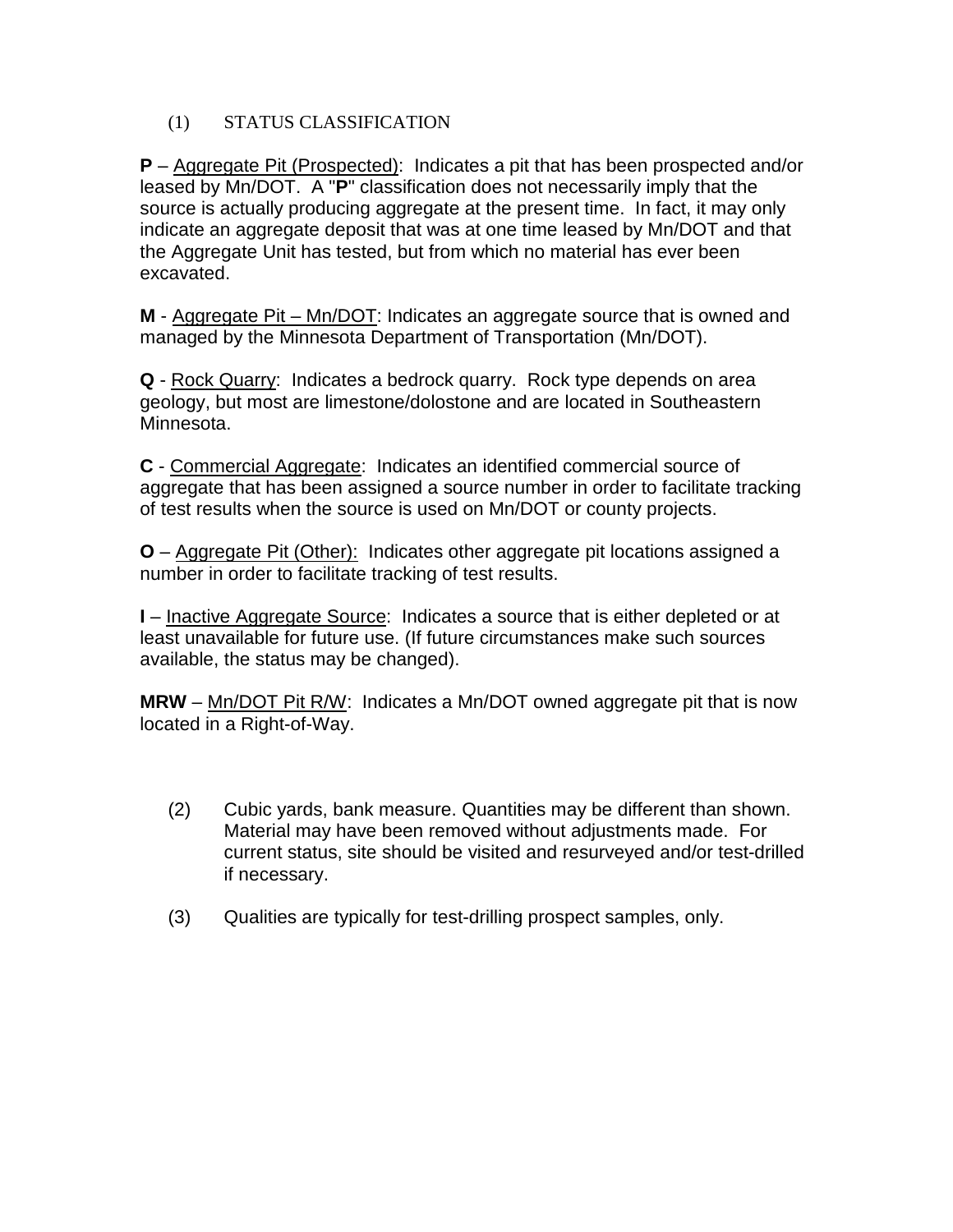(1) STATUS CLASSIFICATION

**P** – Aggregate Pit (Prospected): Indicates a pit that has been prospected and/or leased by Mn/DOT. A "**P**" classification does not necessarily imply that the source is actually producing aggregate at the present time. In fact, it may only indicate an aggregate deposit that was at one time leased by Mn/DOT and that the Aggregate Unit has tested, but from which no material has ever been excavated.

**M** - Aggregate Pit – Mn/DOT: Indicates an aggregate source that is owned and managed by the Minnesota Department of Transportation (Mn/DOT).

**Q** - Rock Quarry: Indicates a bedrock quarry. Rock type depends on area geology, but most are limestone/dolostone and are located in Southeastern Minnesota.

**C** - Commercial Aggregate: Indicates an identified commercial source of aggregate that has been assigned a source number in order to facilitate tracking of test results when the source is used on Mn/DOT or county projects.

**O** – Aggregate Pit (Other): Indicates other aggregate pit locations assigned a number in order to facilitate tracking of test results.

**I** – Inactive Aggregate Source: Indicates a source that is either depleted or at least unavailable for future use. (If future circumstances make such sources available, the status may be changed).

**MRW** – Mn/DOT Pit R/W: Indicates a Mn/DOT owned aggregate pit that is now located in a Right-of-Way.

(2) Cubic yards, bank measure. Quantities may be different than shown. Material may have been removed without adjustments made. For current status, site should be visited and resurveyed and/or test-drilled if necessary.

(3) Qualities are typically for test-drilling prospect samples, only.